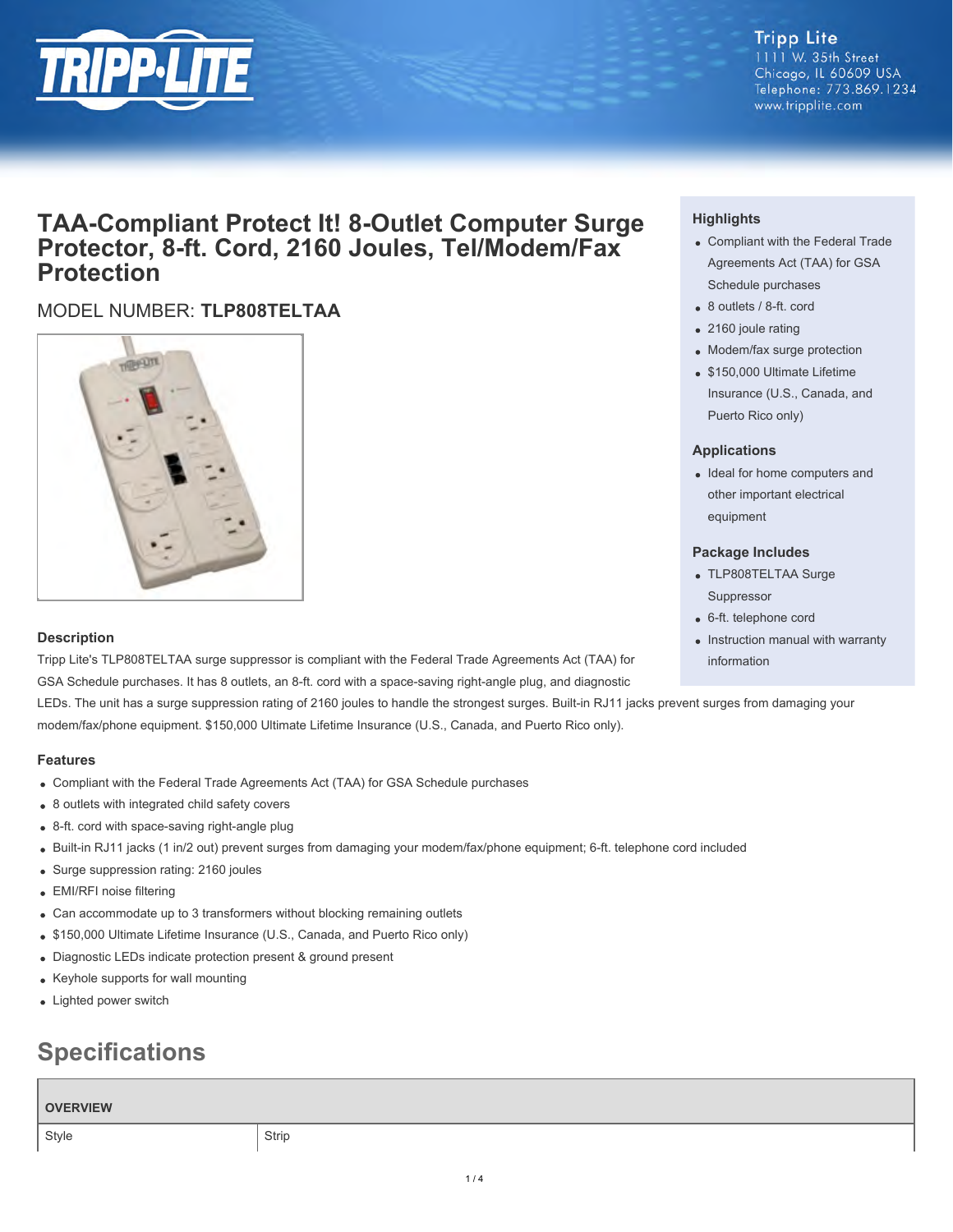Tripp Lite
1111 W. 35th Street
Chicago, IL 60609 USA
Telephone: 773.869.1234
www.tripplite.com

# TAA-Compliant Protect It! 8-Outlet Computer Surge Protector, 8-ft. Cord, 2160 Joules, Tel/Modem/Fax Protection

MODEL NUMBER: **TLP808TELTAA**

### Highlights

- Compliant with the Federal Trade Agreements Act (TAA) for GSA Schedule purchases
- 8 outlets / 8-ft. cord
- 2160 joule rating
- Modem/fax surge protection
- $150,000 Ultimate Lifetime Insurance (U.S., Canada, and Puerto Rico only)

### Applications

- Ideal for home computers and other important electrical equipment

### Package Includes

- TLP808TELTAA Surge Suppressor
- 6-ft. telephone cord
- Instruction manual with warranty information

### Description

Tripp Lite's TLP808TELTAA surge suppressor is compliant with the Federal Trade Agreements Act (TAA) for GSA Schedule purchases. It has 8 outlets, an 8-ft. cord with a space-saving right-angle plug, and diagnostic LEDs. The unit has a surge suppression rating of 2160 joules to handle the strongest surges. Built-in RJ11 jacks prevent surges from damaging your modem/fax/phone equipment. $150,000 Ultimate Lifetime Insurance (U.S., Canada, and Puerto Rico only).

### Features

- Compliant with the Federal Trade Agreements Act (TAA) for GSA Schedule purchases
- 8 outlets with integrated child safety covers
- 8-ft. cord with space-saving right-angle plug
- Built-in RJ11 jacks (1 in/2 out) prevent surges from damaging your modem/fax/phone equipment; 6-ft. telephone cord included
- Surge suppression rating: 2160 joules
- EMI/RFI noise filtering
- Can accommodate up to 3 transformers without blocking remaining outlets
- $150,000 Ultimate Lifetime Insurance (U.S., Canada, and Puerto Rico only)
- Diagnostic LEDs indicate protection present & ground present
- Keyhole supports for wall mounting
- Lighted power switch

## Specifications

| OVERVIEW | |
|---|---|
| Style | Strip |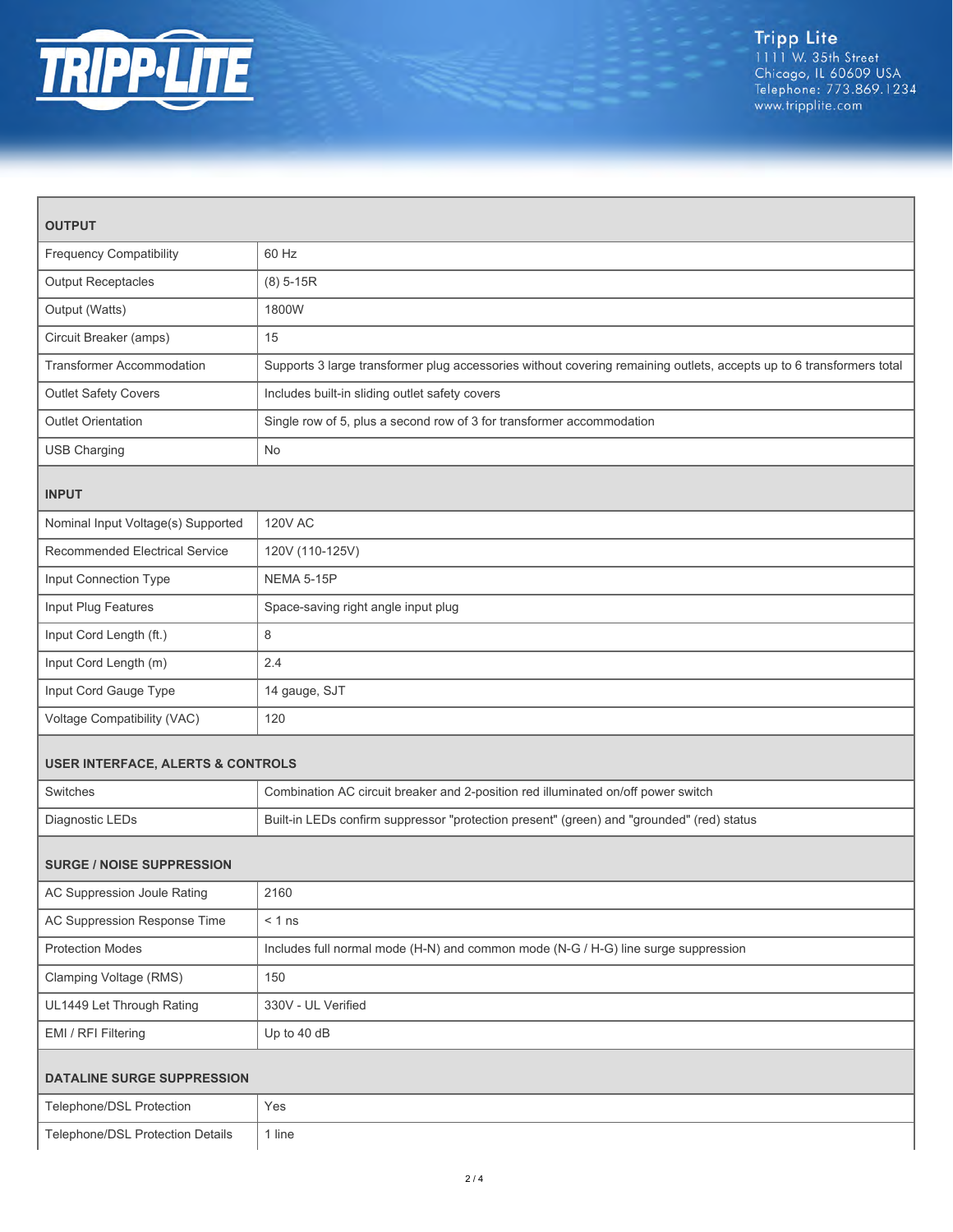## OUTPUT

| | |
|---|---|
| Frequency Compatibility | 60 Hz |
| Output Receptacles | (8) 5-15R |
| Output (Watts) | 1800W |
| Circuit Breaker (amps) | 15 |
| Transformer Accommodation | Supports 3 large transformer plug accessories without covering remaining outlets, accepts up to 6 transformers total |
| Outlet Safety Covers | Includes built-in sliding outlet safety covers |
| Outlet Orientation | Single row of 5, plus a second row of 3 for transformer accommodation |
| USB Charging | No |

## INPUT

| | |
|---|---|
| Nominal Input Voltage(s) Supported | 120V AC |
| Recommended Electrical Service | 120V (110-125V) |
| Input Connection Type | NEMA 5-15P |
| Input Plug Features | Space-saving right angle input plug |
| Input Cord Length (ft.) | 8 |
| Input Cord Length (m) | 2.4 |
| Input Cord Gauge Type | 14 gauge, SJT |
| Voltage Compatibility (VAC) | 120 |

## USER INTERFACE, ALERTS & CONTROLS

| | |
|---|---|
| Switches | Combination AC circuit breaker and 2-position red illuminated on/off power switch |
| Diagnostic LEDs | Built-in LEDs confirm suppressor "protection present" (green) and "grounded" (red) status |

## SURGE / NOISE SUPPRESSION

| | |
|---|---|
| AC Suppression Joule Rating | 2160 |
| AC Suppression Response Time | < 1 ns |
| Protection Modes | Includes full normal mode (H-N) and common mode (N-G / H-G) line surge suppression |
| Clamping Voltage (RMS) | 150 |
| UL1449 Let Through Rating | 330V - UL Verified |
| EMI / RFI Filtering | Up to 40 dB |

## DATALINE SURGE SUPPRESSION

| | |
|---|---|
| Telephone/DSL Protection | Yes |
| Telephone/DSL Protection Details | 1 line |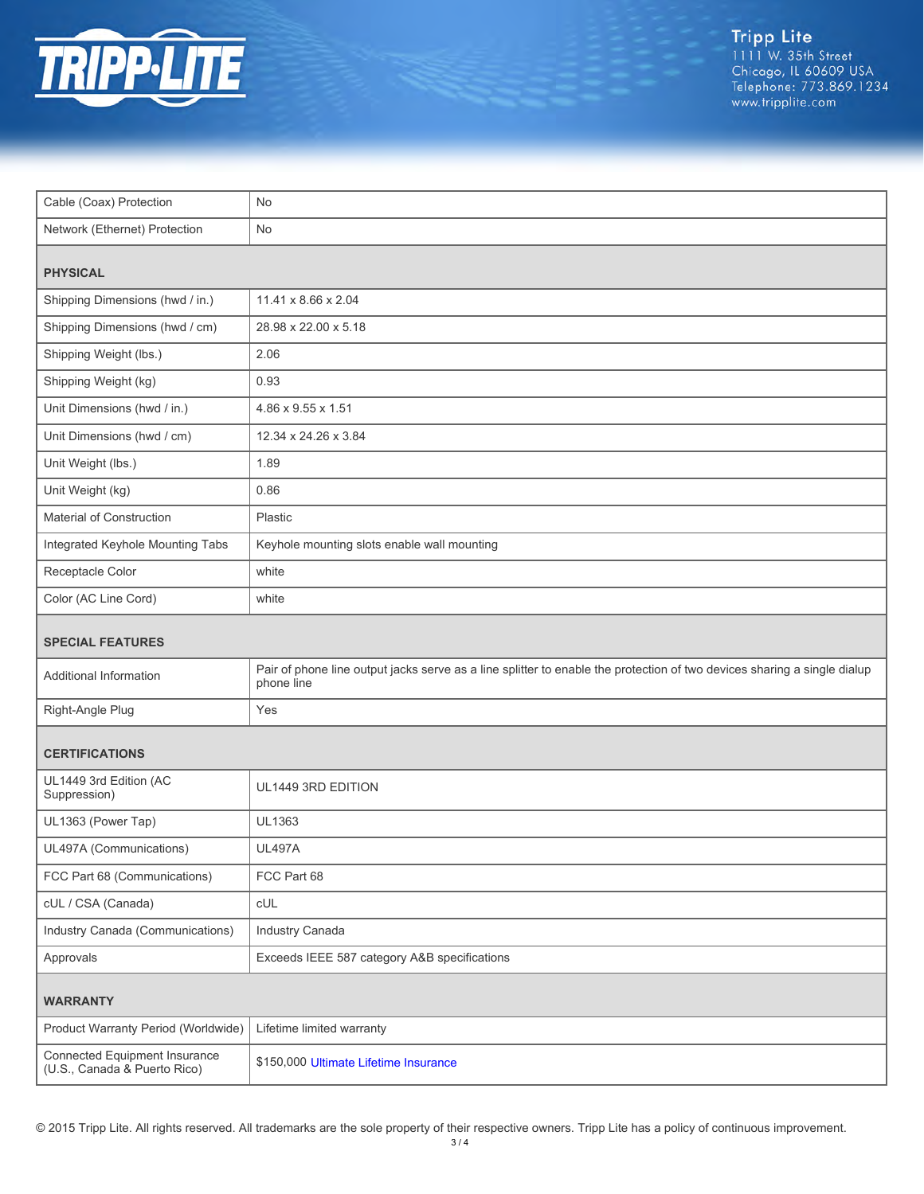| | |
|---|---|
| Cable (Coax) Protection | No |
| Network (Ethernet) Protection | No |
| **PHYSICAL** | |
| Shipping Dimensions (hwd / in.) | 11.41 x 8.66 x 2.04 |
| Shipping Dimensions (hwd / cm) | 28.98 x 22.00 x 5.18 |
| Shipping Weight (lbs.) | 2.06 |
| Shipping Weight (kg) | 0.93 |
| Unit Dimensions (hwd / in.) | 4.86 x 9.55 x 1.51 |
| Unit Dimensions (hwd / cm) | 12.34 x 24.26 x 3.84 |
| Unit Weight (lbs.) | 1.89 |
| Unit Weight (kg) | 0.86 |
| Material of Construction | Plastic |
| Integrated Keyhole Mounting Tabs | Keyhole mounting slots enable wall mounting |
| Receptacle Color | white |
| Color (AC Line Cord) | white |
| **SPECIAL FEATURES** | |
| Additional Information | Pair of phone line output jacks serve as a line splitter to enable the protection of two devices sharing a single dialup phone line |
| Right-Angle Plug | Yes |
| **CERTIFICATIONS** | |
| UL1449 3rd Edition (AC Suppression) | UL1449 3RD EDITION |
| UL1363 (Power Tap) | UL1363 |
| UL497A (Communications) | UL497A |
| FCC Part 68 (Communications) | FCC Part 68 |
| cUL / CSA (Canada) | cUL |
| Industry Canada (Communications) | Industry Canada |
| Approvals | Exceeds IEEE 587 category A&B specifications |
| **WARRANTY** | |
| Product Warranty Period (Worldwide) | Lifetime limited warranty |
| Connected Equipment Insurance (U.S., Canada & Puerto Rico) | $150,000 Ultimate Lifetime Insurance |

© 2015 Tripp Lite. All rights reserved. All trademarks are the sole property of their respective owners. Tripp Lite has a policy of continuous improvement.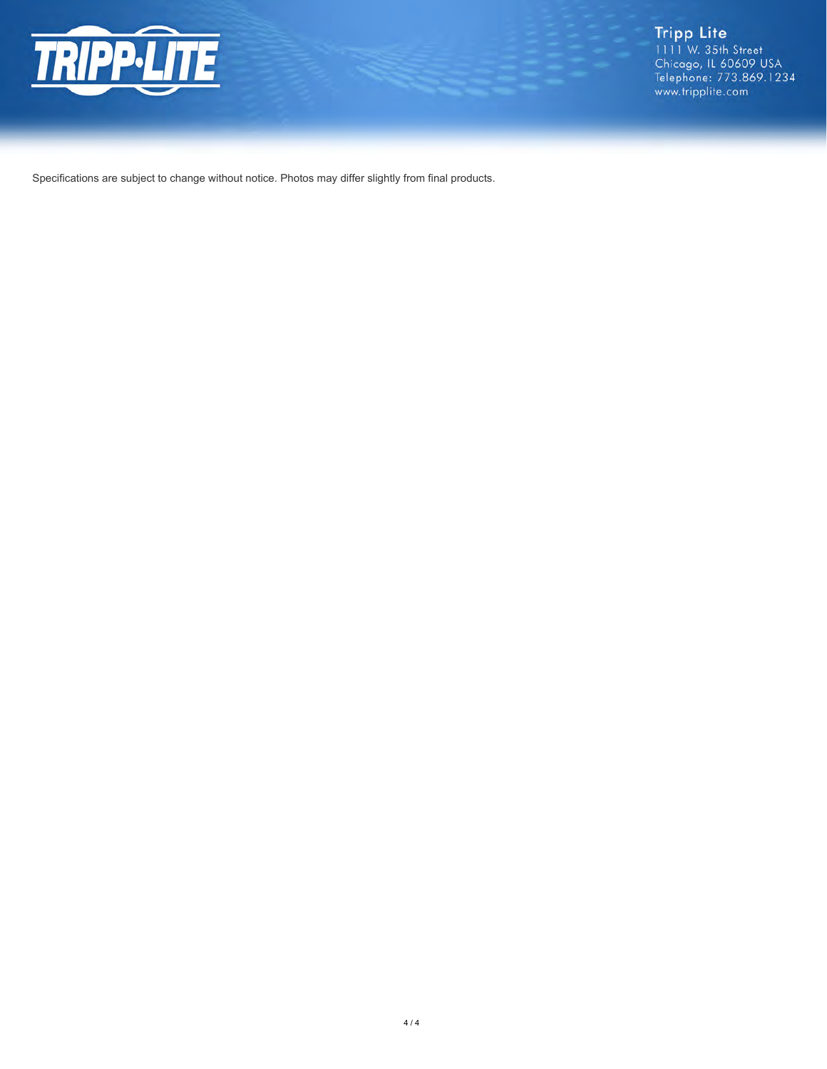Specifications are subject to change without notice. Photos may differ slightly from final products.